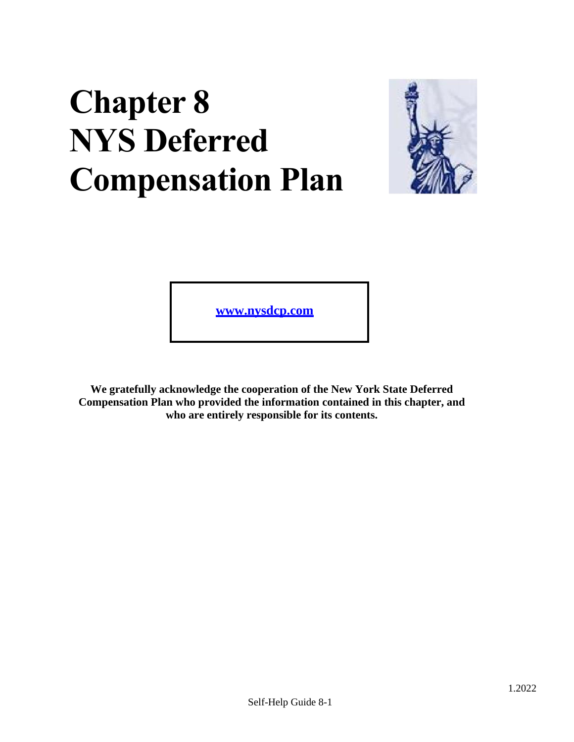# Chapter 8 NYS Deferred Compensation Plan

[www.nysdcp.com](http://www.nysdcp.com)

**We gratefully acknowledge the cooperation of the New York State Deferred Compensation Plan who provided the information contained in this chapter, and who are entirely responsible for its contents.**

1.2022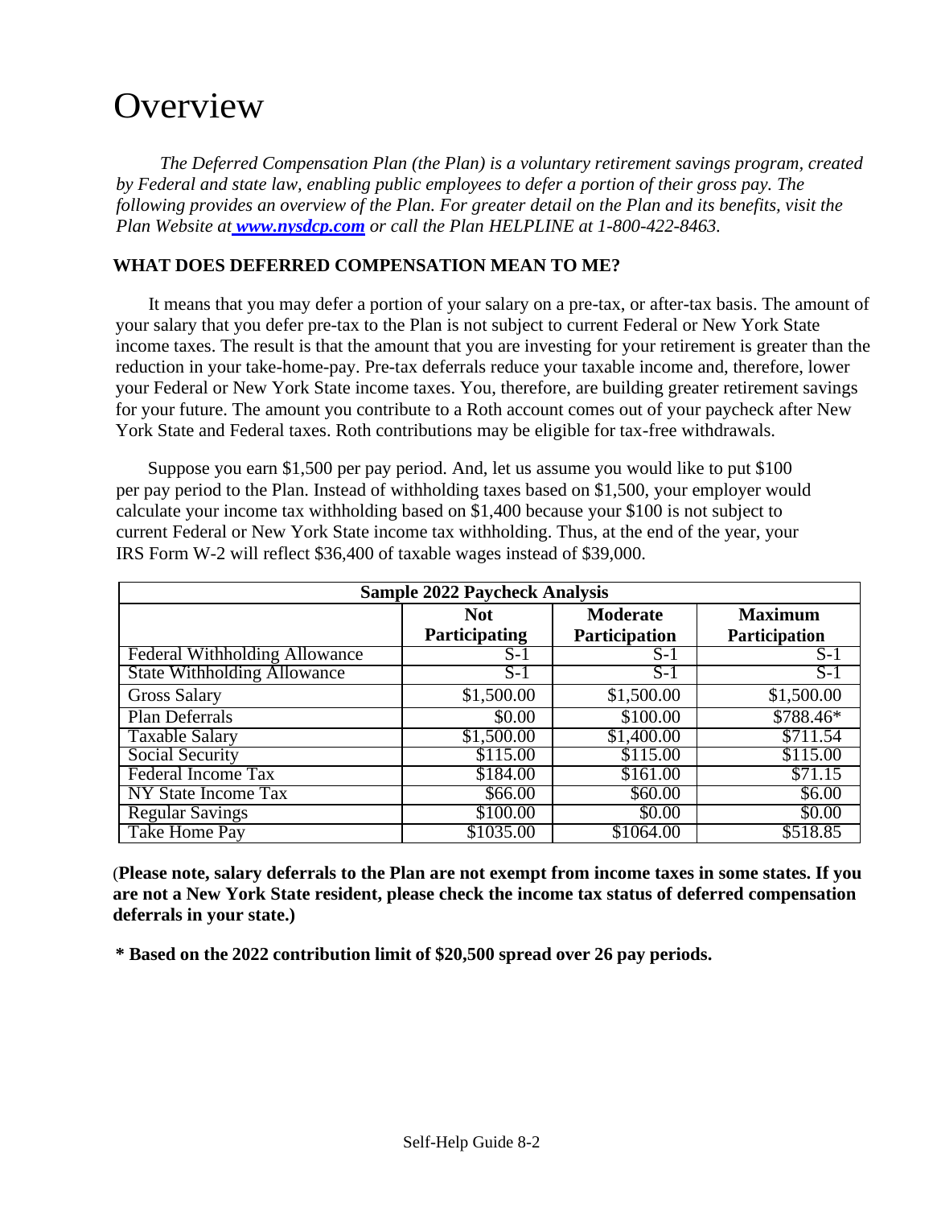# Overview

*The Deferred Compensation Plan (the Plan) is a voluntary retirement savings program, created by Federal and state law, enabling public employees to defer a portion of their gross pay. The following provides an overview of the Plan. For greater detail on the Plan and its benefits, visit the Plan Website at [www.nysdcp.com](http://www.nysdcp.com) or call the Plan HELPLINE at 1-800-422-8463.*

**WHAT DOES DEFERRED COMPENSATION MEAN TO ME?**

It means that you may defer a portion of your salary on a pre-tax, or after-tax basis. The amount of your salary that you defer pre-tax to the Plan is not subject to current Federal or New York State income taxes. The result is that the amount that you are investing for your retirement is greater than the reduction in your take-home-pay. Pre-tax deferrals reduce your taxable income and, therefore, lower your Federal or New York State income taxes. You, therefore, are building greater retirement savings for your future. The amount you contribute to a Roth account comes out of your paycheck after New York State and Federal taxes. Roth contributions may be eligible for tax-free withdrawals.

Suppose you earn $1,500 per pay period. And, let us assume you would like to put $100 per pay period to the Plan. Instead of withholding taxes based on $1,500, your employer would calculate your income tax withholding based on $1,400 because your $100 is not subject to current Federal or New York State income tax withholding. Thus, at the end of the year, your IRS Form W-2 will reflect $36,400 of taxable wages instead of $39,000.

| Sample 2022 Paycheck Analysis | | | |
|---|---|---|---|
| | **Not Participating** | **Moderate Participation** | **Maximum Participation** |
| Federal Withholding Allowance | S-1 | S-1 | S-1 |
| State Withholding Allowance | S-1 | S-1 | S-1 |
| Gross Salary | $1,500.00 | $1,500.00 | $1,500.00 |
| Plan Deferrals | $0.00 | $100.00 | $788.46* |
| Taxable Salary | $1,500.00 | $1,400.00 | $711.54 |
| Social Security | $115.00 | $115.00 | $115.00 |
| Federal Income Tax | $184.00 | $161.00 | $71.15 |
| NY State Income Tax | $66.00 | $60.00 | $6.00 |
| Regular Savings | $100.00 | $0.00 | $0.00 |
| Take Home Pay | $1035.00 | $1064.00 | $518.85 |

(**Please note, salary deferrals to the Plan are not exempt from income taxes in some states. If you are not a New York State resident, please check the income tax status of deferred compensation deferrals in your state.)**

**\* Based on the 2022 contribution limit of $20,500 spread over 26 pay periods.**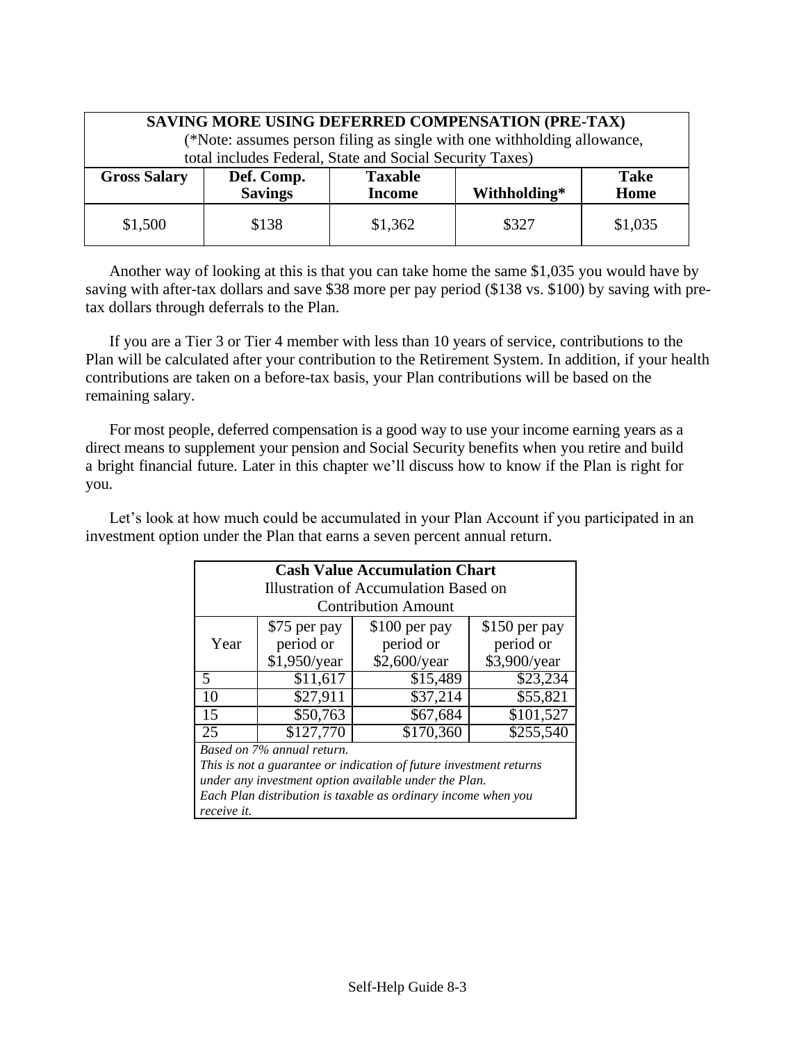| SAVING MORE USING DEFERRED COMPENSATION (PRE-TAX) (*Note: assumes person filing as single with one withholding allowance, total includes Federal, State and Social Security Taxes) | | | | |
|---|---|---|---|---|
| **Gross Salary** | **Def. Comp. Savings** | **Taxable Income** | **Withholding*** | **Take Home** |
| $1,500 | $138 | $1,362 | $327 | $1,035 |

Another way of looking at this is that you can take home the same $1,035 you would have by saving with after-tax dollars and save $38 more per pay period ($138 vs. $100) by saving with pre-tax dollars through deferrals to the Plan.

If you are a Tier 3 or Tier 4 member with less than 10 years of service, contributions to the Plan will be calculated after your contribution to the Retirement System. In addition, if your health contributions are taken on a before-tax basis, your Plan contributions will be based on the remaining salary.

For most people, deferred compensation is a good way to use your income earning years as a direct means to supplement your pension and Social Security benefits when you retire and build a bright financial future. Later in this chapter we'll discuss how to know if the Plan is right for you.

Let's look at how much could be accumulated in your Plan Account if you participated in an investment option under the Plan that earns a seven percent annual return.

| **Cash Value Accumulation Chart** Illustration of Accumulation Based on Contribution Amount | | | |
|---|---|---|---|
| Year | $75 per pay period or $1,950/year | $100 per pay period or $2,600/year | $150 per pay period or $3,900/year |
| 5 | $11,617 | $15,489 | $23,234 |
| 10 | $27,911 | $37,214 | $55,821 |
| 15 | $50,763 | $67,684 | $101,527 |
| 25 | $127,770 | $170,360 | $255,540 |

*Based on 7% annual return.*
*This is not a guarantee or indication of future investment returns under any investment option available under the Plan.*
*Each Plan distribution is taxable as ordinary income when you receive it.*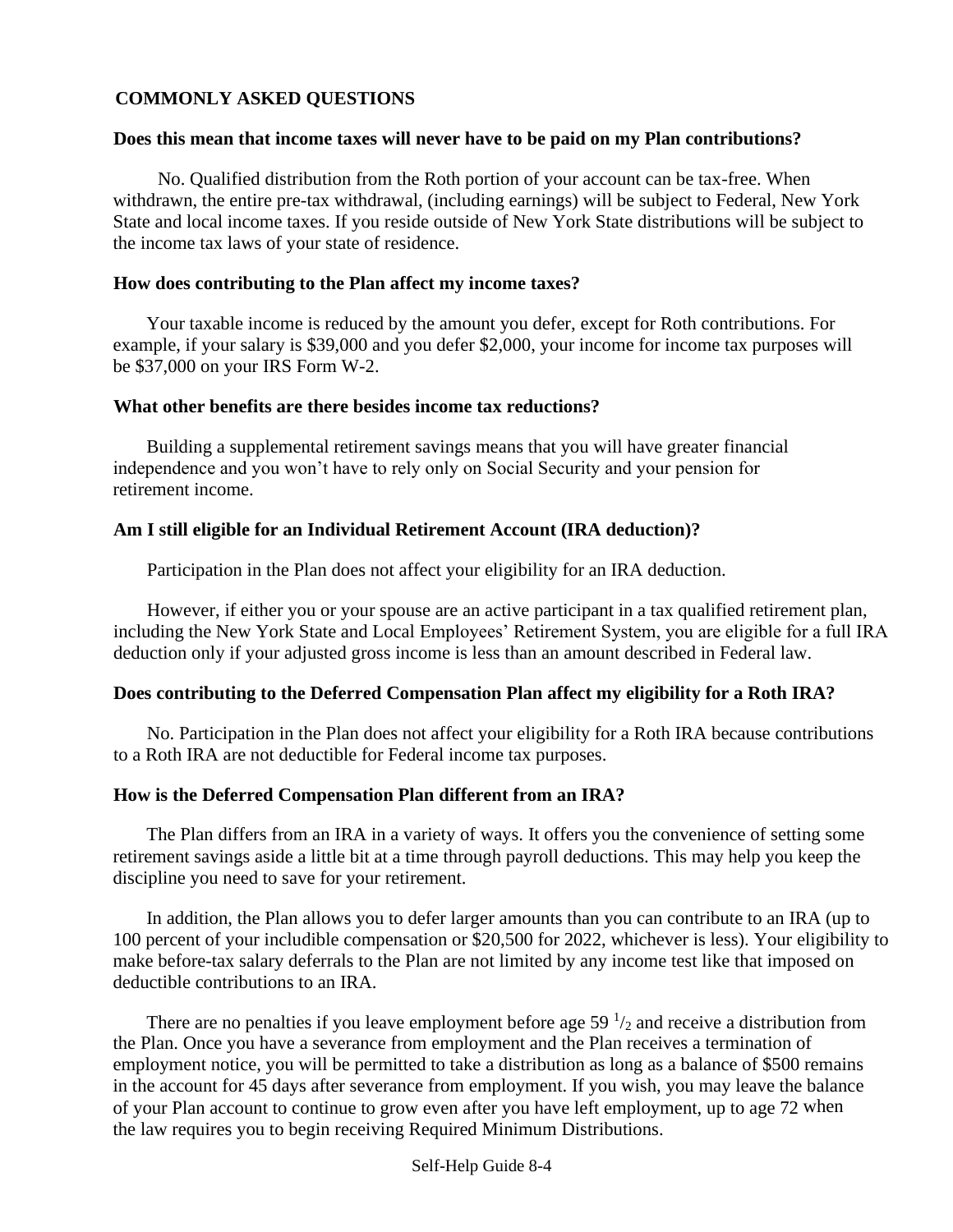## COMMONLY ASKED QUESTIONS

**Does this mean that income taxes will never have to be paid on my Plan contributions?**

No. Qualified distribution from the Roth portion of your account can be tax-free. When withdrawn, the entire pre-tax withdrawal, (including earnings) will be subject to Federal, New York State and local income taxes. If you reside outside of New York State distributions will be subject to the income tax laws of your state of residence.

**How does contributing to the Plan affect my income taxes?**

Your taxable income is reduced by the amount you defer, except for Roth contributions. For example, if your salary is $39,000 and you defer $2,000, your income for income tax purposes will be $37,000 on your IRS Form W-2.

**What other benefits are there besides income tax reductions?**

Building a supplemental retirement savings means that you will have greater financial independence and you won't have to rely only on Social Security and your pension for retirement income.

**Am I still eligible for an Individual Retirement Account (IRA deduction)?**

Participation in the Plan does not affect your eligibility for an IRA deduction.

However, if either you or your spouse are an active participant in a tax qualified retirement plan, including the New York State and Local Employees' Retirement System, you are eligible for a full IRA deduction only if your adjusted gross income is less than an amount described in Federal law.

**Does contributing to the Deferred Compensation Plan affect my eligibility for a Roth IRA?**

No. Participation in the Plan does not affect your eligibility for a Roth IRA because contributions to a Roth IRA are not deductible for Federal income tax purposes.

**How is the Deferred Compensation Plan different from an IRA?**

The Plan differs from an IRA in a variety of ways. It offers you the convenience of setting some retirement savings aside a little bit at a time through payroll deductions. This may help you keep the discipline you need to save for your retirement.

In addition, the Plan allows you to defer larger amounts than you can contribute to an IRA (up to 100 percent of your includible compensation or $20,500 for 2022, whichever is less). Your eligibility to make before-tax salary deferrals to the Plan are not limited by any income test like that imposed on deductible contributions to an IRA.

There are no penalties if you leave employment before age 59 $^{1}/_{2}$ and receive a distribution from the Plan. Once you have a severance from employment and the Plan receives a termination of employment notice, you will be permitted to take a distribution as long as a balance of $500 remains in the account for 45 days after severance from employment. If you wish, you may leave the balance of your Plan account to continue to grow even after you have left employment, up to age 72 when the law requires you to begin receiving Required Minimum Distributions.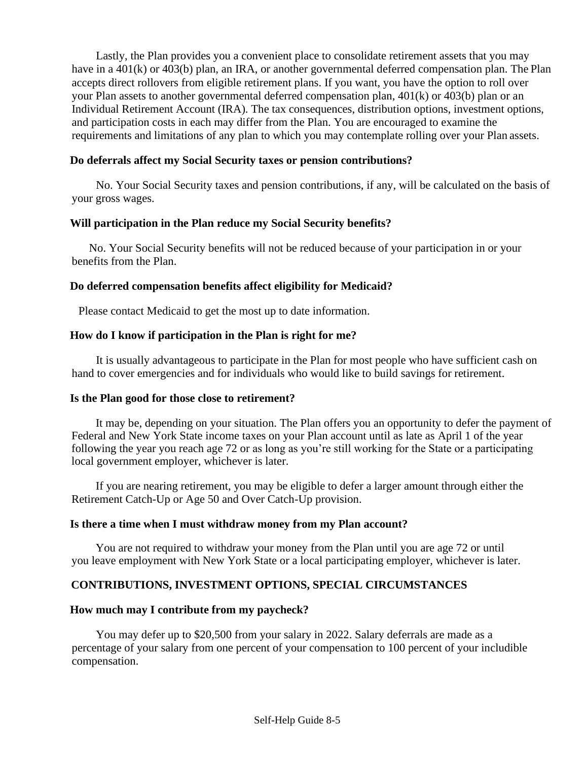Lastly, the Plan provides you a convenient place to consolidate retirement assets that you may have in a 401(k) or 403(b) plan, an IRA, or another governmental deferred compensation plan. The Plan accepts direct rollovers from eligible retirement plans. If you want, you have the option to roll over your Plan assets to another governmental deferred compensation plan, 401(k) or 403(b) plan or an Individual Retirement Account (IRA). The tax consequences, distribution options, investment options, and participation costs in each may differ from the Plan. You are encouraged to examine the requirements and limitations of any plan to which you may contemplate rolling over your Plan assets.

**Do deferrals affect my Social Security taxes or pension contributions?**

No. Your Social Security taxes and pension contributions, if any, will be calculated on the basis of your gross wages.

**Will participation in the Plan reduce my Social Security benefits?**

No. Your Social Security benefits will not be reduced because of your participation in or your benefits from the Plan.

**Do deferred compensation benefits affect eligibility for Medicaid?**

Please contact Medicaid to get the most up to date information.

**How do I know if participation in the Plan is right for me?**

It is usually advantageous to participate in the Plan for most people who have sufficient cash on hand to cover emergencies and for individuals who would like to build savings for retirement.

**Is the Plan good for those close to retirement?**

It may be, depending on your situation. The Plan offers you an opportunity to defer the payment of Federal and New York State income taxes on your Plan account until as late as April 1 of the year following the year you reach age 72 or as long as you're still working for the State or a participating local government employer, whichever is later.

If you are nearing retirement, you may be eligible to defer a larger amount through either the Retirement Catch-Up or Age 50 and Over Catch-Up provision.

**Is there a time when I must withdraw money from my Plan account?**

You are not required to withdraw your money from the Plan until you are age 72 or until you leave employment with New York State or a local participating employer, whichever is later.

## CONTRIBUTIONS, INVESTMENT OPTIONS, SPECIAL CIRCUMSTANCES

**How much may I contribute from my paycheck?**

You may defer up to $20,500 from your salary in 2022. Salary deferrals are made as a percentage of your salary from one percent of your compensation to 100 percent of your includible compensation.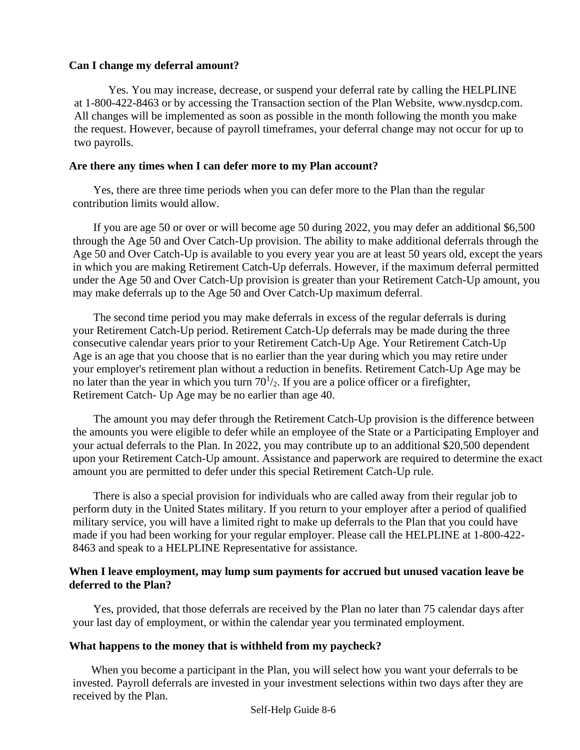**Can I change my deferral amount?**

Yes. You may increase, decrease, or suspend your deferral rate by calling the HELPLINE at 1-800-422-8463 or by accessing the Transaction section of the Plan Website, www.nysdcp.com. All changes will be implemented as soon as possible in the month following the month you make the request. However, because of payroll timeframes, your deferral change may not occur for up to two payrolls.

**Are there any times when I can defer more to my Plan account?**

Yes, there are three time periods when you can defer more to the Plan than the regular contribution limits would allow.

If you are age 50 or over or will become age 50 during 2022, you may defer an additional $6,500 through the Age 50 and Over Catch-Up provision. The ability to make additional deferrals through the Age 50 and Over Catch-Up is available to you every year you are at least 50 years old, except the years in which you are making Retirement Catch-Up deferrals. However, if the maximum deferral permitted under the Age 50 and Over Catch-Up provision is greater than your Retirement Catch-Up amount, you may make deferrals up to the Age 50 and Over Catch-Up maximum deferral.

The second time period you may make deferrals in excess of the regular deferrals is during your Retirement Catch-Up period. Retirement Catch-Up deferrals may be made during the three consecutive calendar years prior to your Retirement Catch-Up Age. Your Retirement Catch-Up Age is an age that you choose that is no earlier than the year during which you may retire under your employer's retirement plan without a reduction in benefits. Retirement Catch-Up Age may be no later than the year in which you turn $70^{1}/_{2}$. If you are a police officer or a firefighter, Retirement Catch- Up Age may be no earlier than age 40.

The amount you may defer through the Retirement Catch-Up provision is the difference between the amounts you were eligible to defer while an employee of the State or a Participating Employer and your actual deferrals to the Plan. In 2022, you may contribute up to an additional $20,500 dependent upon your Retirement Catch-Up amount. Assistance and paperwork are required to determine the exact amount you are permitted to defer under this special Retirement Catch-Up rule.

There is also a special provision for individuals who are called away from their regular job to perform duty in the United States military. If you return to your employer after a period of qualified military service, you will have a limited right to make up deferrals to the Plan that you could have made if you had been working for your regular employer. Please call the HELPLINE at 1-800-422-8463 and speak to a HELPLINE Representative for assistance.

**When I leave employment, may lump sum payments for accrued but unused vacation leave be deferred to the Plan?**

Yes, provided, that those deferrals are received by the Plan no later than 75 calendar days after your last day of employment, or within the calendar year you terminated employment.

**What happens to the money that is withheld from my paycheck?**

When you become a participant in the Plan, you will select how you want your deferrals to be invested. Payroll deferrals are invested in your investment selections within two days after they are received by the Plan.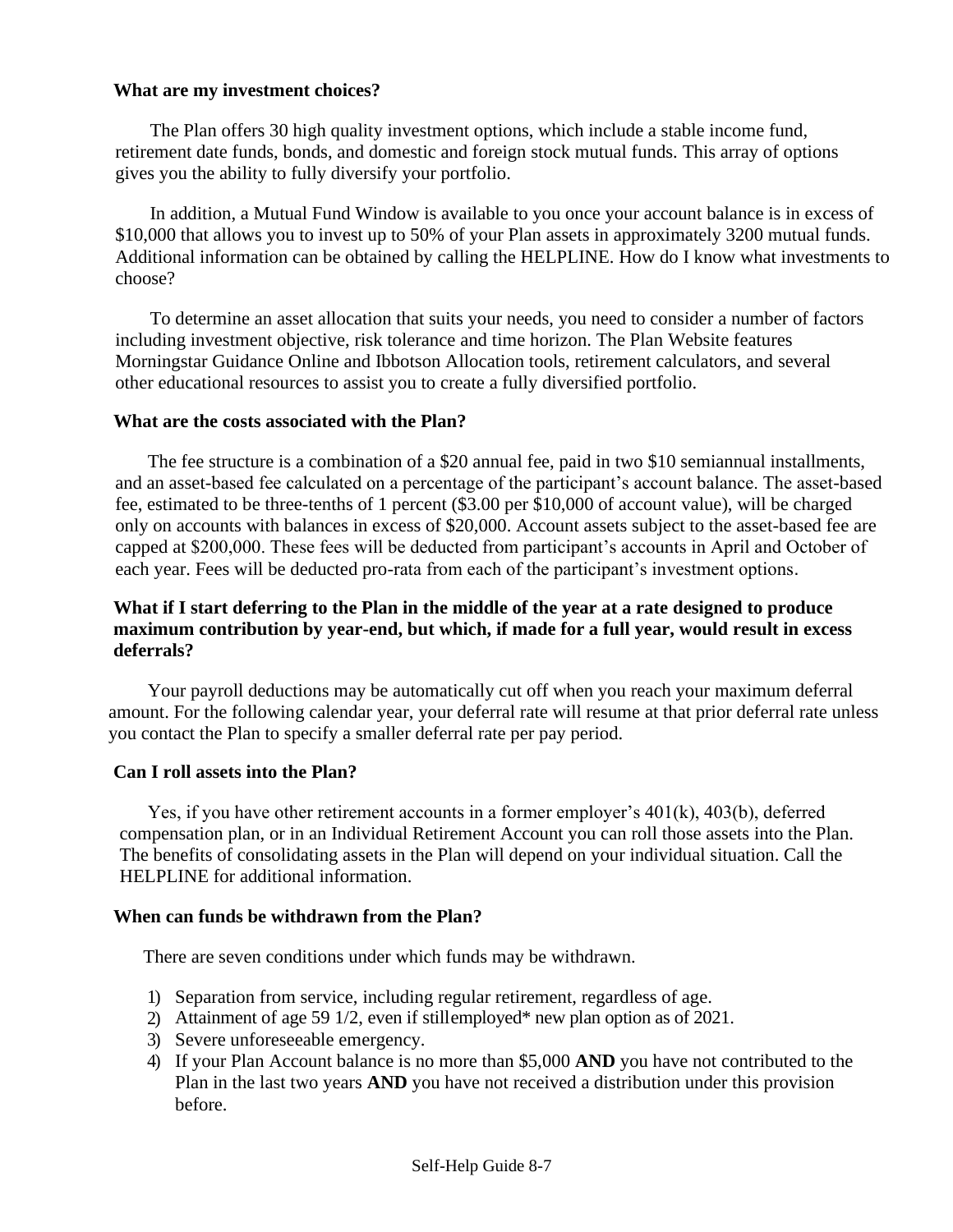**What are my investment choices?**

The Plan offers 30 high quality investment options, which include a stable income fund, retirement date funds, bonds, and domestic and foreign stock mutual funds. This array of options gives you the ability to fully diversify your portfolio.

In addition, a Mutual Fund Window is available to you once your account balance is in excess of $10,000 that allows you to invest up to 50% of your Plan assets in approximately 3200 mutual funds. Additional information can be obtained by calling the HELPLINE. How do I know what investments to choose?

To determine an asset allocation that suits your needs, you need to consider a number of factors including investment objective, risk tolerance and time horizon. The Plan Website features Morningstar Guidance Online and Ibbotson Allocation tools, retirement calculators, and several other educational resources to assist you to create a fully diversified portfolio.

**What are the costs associated with the Plan?**

The fee structure is a combination of a $20 annual fee, paid in two $10 semiannual installments, and an asset-based fee calculated on a percentage of the participant's account balance. The asset-based fee, estimated to be three-tenths of 1 percent ($3.00 per $10,000 of account value), will be charged only on accounts with balances in excess of $20,000. Account assets subject to the asset-based fee are capped at $200,000. These fees will be deducted from participant's accounts in April and October of each year. Fees will be deducted pro-rata from each of the participant's investment options.

**What if I start deferring to the Plan in the middle of the year at a rate designed to produce maximum contribution by year-end, but which, if made for a full year, would result in excess deferrals?**

Your payroll deductions may be automatically cut off when you reach your maximum deferral amount. For the following calendar year, your deferral rate will resume at that prior deferral rate unless you contact the Plan to specify a smaller deferral rate per pay period.

**Can I roll assets into the Plan?**

Yes, if you have other retirement accounts in a former employer's 401(k), 403(b), deferred compensation plan, or in an Individual Retirement Account you can roll those assets into the Plan. The benefits of consolidating assets in the Plan will depend on your individual situation. Call the HELPLINE for additional information.

**When can funds be withdrawn from the Plan?**

There are seven conditions under which funds may be withdrawn.

1) Separation from service, including regular retirement, regardless of age.
2) Attainment of age 59 1/2, even if still employed* new plan option as of 2021.
3) Severe unforeseeable emergency.
4) If your Plan Account balance is no more than $5,000 **AND** you have not contributed to the Plan in the last two years **AND** you have not received a distribution under this provision before.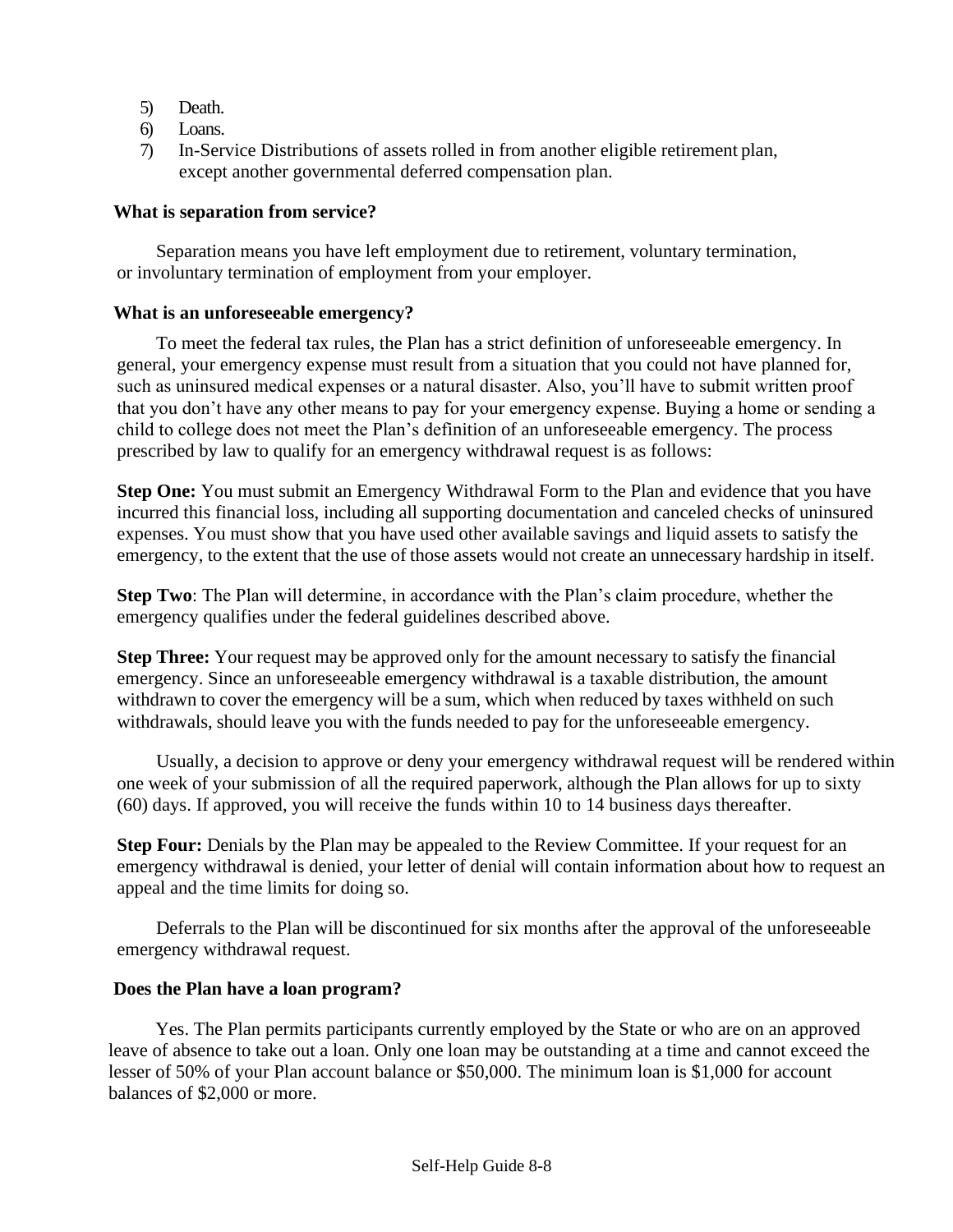5) Death.
6) Loans.
7) In-Service Distributions of assets rolled in from another eligible retirement plan, except another governmental deferred compensation plan.

**What is separation from service?**

Separation means you have left employment due to retirement, voluntary termination, or involuntary termination of employment from your employer.

**What is an unforeseeable emergency?**

To meet the federal tax rules, the Plan has a strict definition of unforeseeable emergency. In general, your emergency expense must result from a situation that you could not have planned for, such as uninsured medical expenses or a natural disaster. Also, you'll have to submit written proof that you don't have any other means to pay for your emergency expense. Buying a home or sending a child to college does not meet the Plan's definition of an unforeseeable emergency. The process prescribed by law to qualify for an emergency withdrawal request is as follows:

**Step One:** You must submit an Emergency Withdrawal Form to the Plan and evidence that you have incurred this financial loss, including all supporting documentation and canceled checks of uninsured expenses. You must show that you have used other available savings and liquid assets to satisfy the emergency, to the extent that the use of those assets would not create an unnecessary hardship in itself.

**Step Two**: The Plan will determine, in accordance with the Plan's claim procedure, whether the emergency qualifies under the federal guidelines described above.

**Step Three:** Your request may be approved only for the amount necessary to satisfy the financial emergency. Since an unforeseeable emergency withdrawal is a taxable distribution, the amount withdrawn to cover the emergency will be a sum, which when reduced by taxes withheld on such withdrawals, should leave you with the funds needed to pay for the unforeseeable emergency.

Usually, a decision to approve or deny your emergency withdrawal request will be rendered within one week of your submission of all the required paperwork, although the Plan allows for up to sixty (60) days. If approved, you will receive the funds within 10 to 14 business days thereafter.

**Step Four:** Denials by the Plan may be appealed to the Review Committee. If your request for an emergency withdrawal is denied, your letter of denial will contain information about how to request an appeal and the time limits for doing so.

Deferrals to the Plan will be discontinued for six months after the approval of the unforeseeable emergency withdrawal request.

**Does the Plan have a loan program?**

Yes. The Plan permits participants currently employed by the State or who are on an approved leave of absence to take out a loan. Only one loan may be outstanding at a time and cannot exceed the lesser of 50% of your Plan account balance or $50,000. The minimum loan is $1,000 for account balances of $2,000 or more.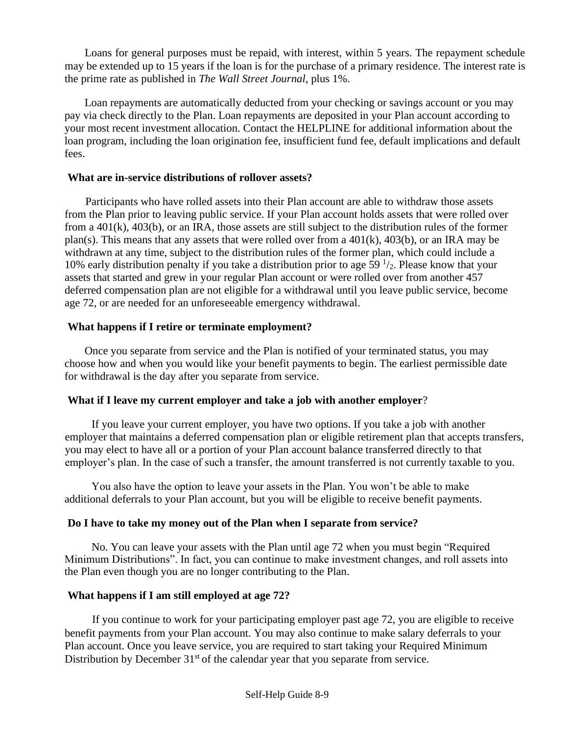Loans for general purposes must be repaid, with interest, within 5 years. The repayment schedule may be extended up to 15 years if the loan is for the purchase of a primary residence. The interest rate is the prime rate as published in *The Wall Street Journal*, plus 1%.

Loan repayments are automatically deducted from your checking or savings account or you may pay via check directly to the Plan. Loan repayments are deposited in your Plan account according to your most recent investment allocation. Contact the HELPLINE for additional information about the loan program, including the loan origination fee, insufficient fund fee, default implications and default fees.

**What are in-service distributions of rollover assets?**

Participants who have rolled assets into their Plan account are able to withdraw those assets from the Plan prior to leaving public service. If your Plan account holds assets that were rolled over from a 401(k), 403(b), or an IRA, those assets are still subject to the distribution rules of the former plan(s). This means that any assets that were rolled over from a 401(k), 403(b), or an IRA may be withdrawn at any time, subject to the distribution rules of the former plan, which could include a 10% early distribution penalty if you take a distribution prior to age 59 $^{1}/_{2}$. Please know that your assets that started and grew in your regular Plan account or were rolled over from another 457 deferred compensation plan are not eligible for a withdrawal until you leave public service, become age 72, or are needed for an unforeseeable emergency withdrawal.

**What happens if I retire or terminate employment?**

Once you separate from service and the Plan is notified of your terminated status, you may choose how and when you would like your benefit payments to begin. The earliest permissible date for withdrawal is the day after you separate from service.

**What if I leave my current employer and take a job with another employer?**

If you leave your current employer, you have two options. If you take a job with another employer that maintains a deferred compensation plan or eligible retirement plan that accepts transfers, you may elect to have all or a portion of your Plan account balance transferred directly to that employer's plan. In the case of such a transfer, the amount transferred is not currently taxable to you.

You also have the option to leave your assets in the Plan. You won't be able to make additional deferrals to your Plan account, but you will be eligible to receive benefit payments.

**Do I have to take my money out of the Plan when I separate from service?**

No. You can leave your assets with the Plan until age 72 when you must begin "Required Minimum Distributions". In fact, you can continue to make investment changes, and roll assets into the Plan even though you are no longer contributing to the Plan.

**What happens if I am still employed at age 72?**

If you continue to work for your participating employer past age 72, you are eligible to receive benefit payments from your Plan account. You may also continue to make salary deferrals to your Plan account. Once you leave service, you are required to start taking your Required Minimum Distribution by December 31st of the calendar year that you separate from service.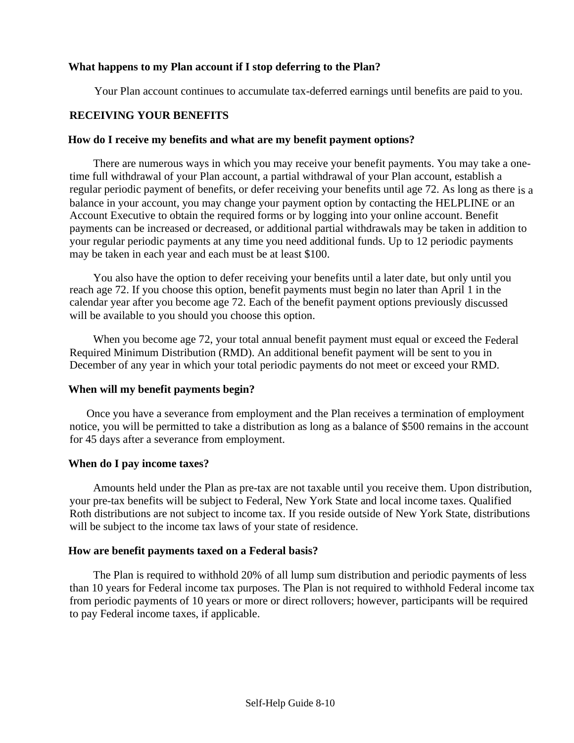**What happens to my Plan account if I stop deferring to the Plan?**

Your Plan account continues to accumulate tax-deferred earnings until benefits are paid to you.

## RECEIVING YOUR BENEFITS

**How do I receive my benefits and what are my benefit payment options?**

There are numerous ways in which you may receive your benefit payments. You may take a one-time full withdrawal of your Plan account, a partial withdrawal of your Plan account, establish a regular periodic payment of benefits, or defer receiving your benefits until age 72. As long as there is a balance in your account, you may change your payment option by contacting the HELPLINE or an Account Executive to obtain the required forms or by logging into your online account. Benefit payments can be increased or decreased, or additional partial withdrawals may be taken in addition to your regular periodic payments at any time you need additional funds. Up to 12 periodic payments may be taken in each year and each must be at least $100.

You also have the option to defer receiving your benefits until a later date, but only until you reach age 72. If you choose this option, benefit payments must begin no later than April 1 in the calendar year after you become age 72. Each of the benefit payment options previously discussed will be available to you should you choose this option.

When you become age 72, your total annual benefit payment must equal or exceed the Federal Required Minimum Distribution (RMD). An additional benefit payment will be sent to you in December of any year in which your total periodic payments do not meet or exceed your RMD.

**When will my benefit payments begin?**

Once you have a severance from employment and the Plan receives a termination of employment notice, you will be permitted to take a distribution as long as a balance of $500 remains in the account for 45 days after a severance from employment.

**When do I pay income taxes?**

Amounts held under the Plan as pre-tax are not taxable until you receive them. Upon distribution, your pre-tax benefits will be subject to Federal, New York State and local income taxes. Qualified Roth distributions are not subject to income tax. If you reside outside of New York State, distributions will be subject to the income tax laws of your state of residence.

**How are benefit payments taxed on a Federal basis?**

The Plan is required to withhold 20% of all lump sum distribution and periodic payments of less than 10 years for Federal income tax purposes. The Plan is not required to withhold Federal income tax from periodic payments of 10 years or more or direct rollovers; however, participants will be required to pay Federal income taxes, if applicable.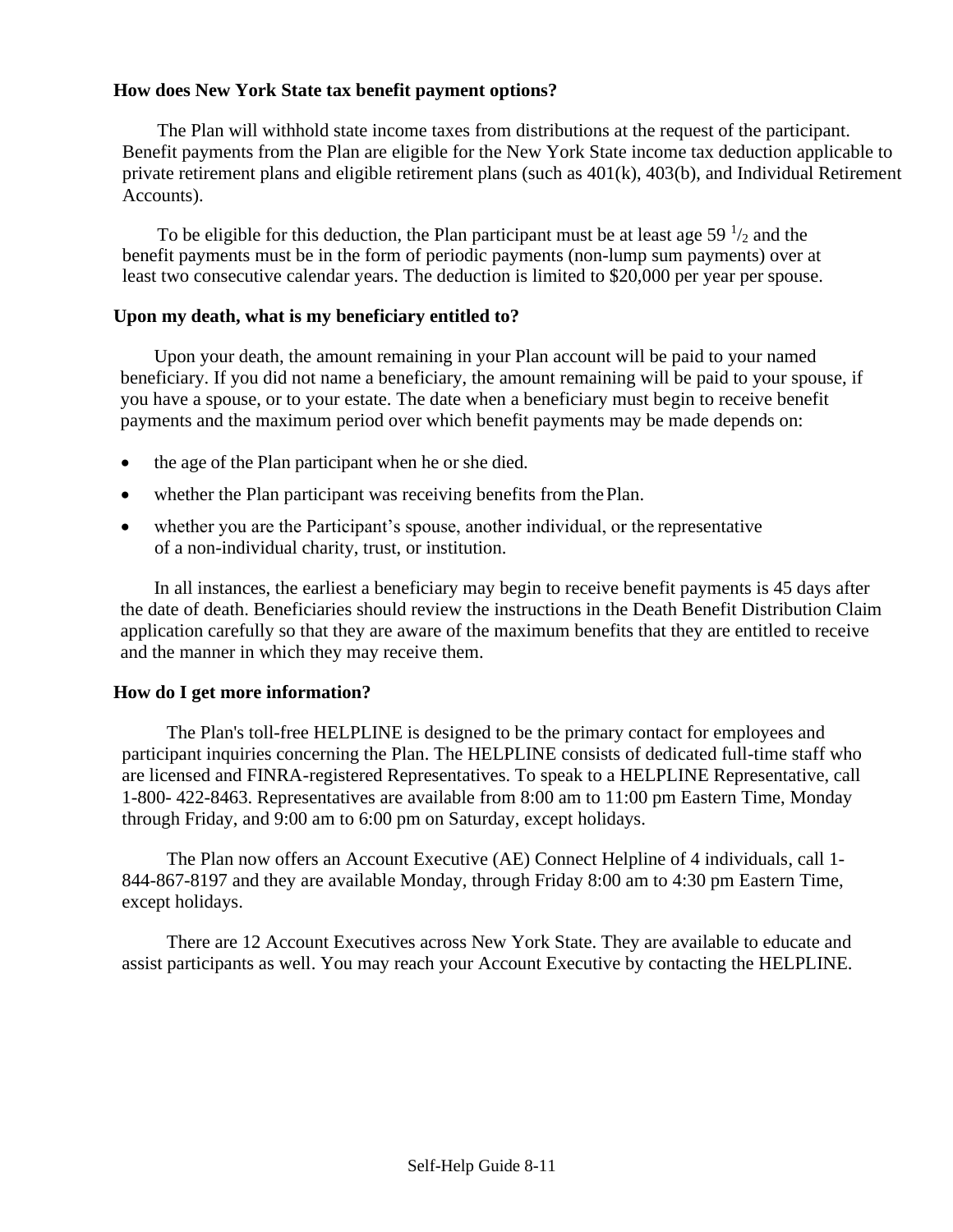### How does New York State tax benefit payment options?

The Plan will withhold state income taxes from distributions at the request of the participant. Benefit payments from the Plan are eligible for the New York State income tax deduction applicable to private retirement plans and eligible retirement plans (such as 401(k), 403(b), and Individual Retirement Accounts).

To be eligible for this deduction, the Plan participant must be at least age 59 $^{1}/_{2}$ and the benefit payments must be in the form of periodic payments (non-lump sum payments) over at least two consecutive calendar years. The deduction is limited to $20,000 per year per spouse.

### Upon my death, what is my beneficiary entitled to?

Upon your death, the amount remaining in your Plan account will be paid to your named beneficiary. If you did not name a beneficiary, the amount remaining will be paid to your spouse, if you have a spouse, or to your estate. The date when a beneficiary must begin to receive benefit payments and the maximum period over which benefit payments may be made depends on:

- the age of the Plan participant when he or she died.
- whether the Plan participant was receiving benefits from the Plan.
- whether you are the Participant's spouse, another individual, or the representative of a non-individual charity, trust, or institution.

In all instances, the earliest a beneficiary may begin to receive benefit payments is 45 days after the date of death. Beneficiaries should review the instructions in the Death Benefit Distribution Claim application carefully so that they are aware of the maximum benefits that they are entitled to receive and the manner in which they may receive them.

### How do I get more information?

The Plan's toll-free HELPLINE is designed to be the primary contact for employees and participant inquiries concerning the Plan. The HELPLINE consists of dedicated full-time staff who are licensed and FINRA-registered Representatives. To speak to a HELPLINE Representative, call 1-800- 422-8463. Representatives are available from 8:00 am to 11:00 pm Eastern Time, Monday through Friday, and 9:00 am to 6:00 pm on Saturday, except holidays.

The Plan now offers an Account Executive (AE) Connect Helpline of 4 individuals, call 1-844-867-8197 and they are available Monday, through Friday 8:00 am to 4:30 pm Eastern Time, except holidays.

There are 12 Account Executives across New York State. They are available to educate and assist participants as well. You may reach your Account Executive by contacting the HELPLINE.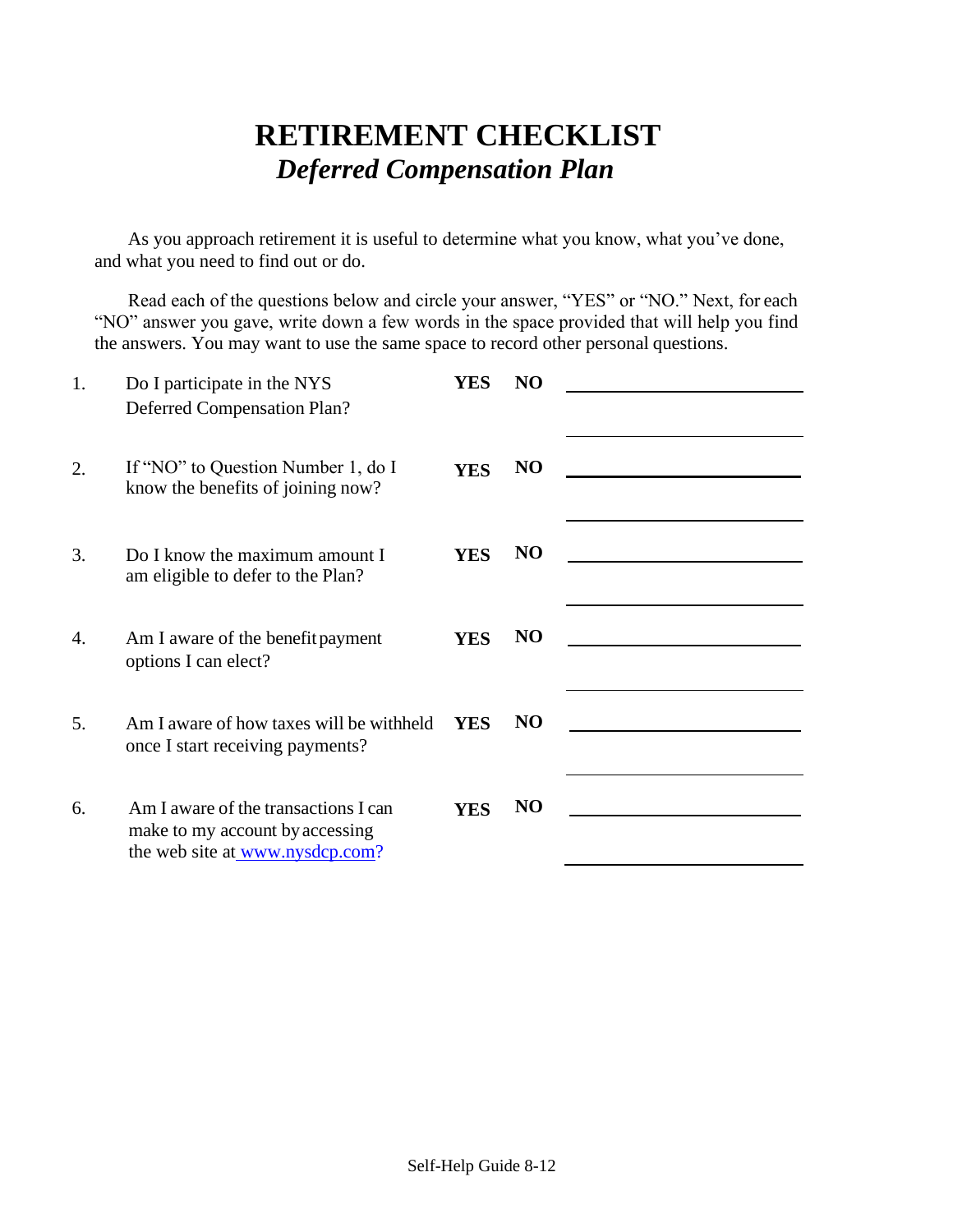# RETIREMENT CHECKLIST

## *Deferred Compensation Plan*

As you approach retirement it is useful to determine what you know, what you've done, and what you need to find out or do.

Read each of the questions below and circle your answer, "YES" or "NO." Next, for each "NO" answer you gave, write down a few words in the space provided that will help you find the answers. You may want to use the same space to record other personal questions.

| | | | | |
|---|---|---|---|---|
| 1. | Do I participate in the NYS Deferred Compensation Plan? | **YES** | **NO** | ______________________ |
| 2. | If "NO" to Question Number 1, do I know the benefits of joining now? | **YES** | **NO** | ______________________ |
| 3. | Do I know the maximum amount I am eligible to defer to the Plan? | **YES** | **NO** | ______________________ |
| 4. | Am I aware of the benefit payment options I can elect? | **YES** | **NO** | ______________________ |
| 5. | Am I aware of how taxes will be withheld once I start receiving payments? | **YES** | **NO** | ______________________ |
| 6. | Am I aware of the transactions I can make to my account by accessing the web site at www.nysdcp.com? | **YES** | **NO** | ______________________ |

Self-Help Guide 8-12